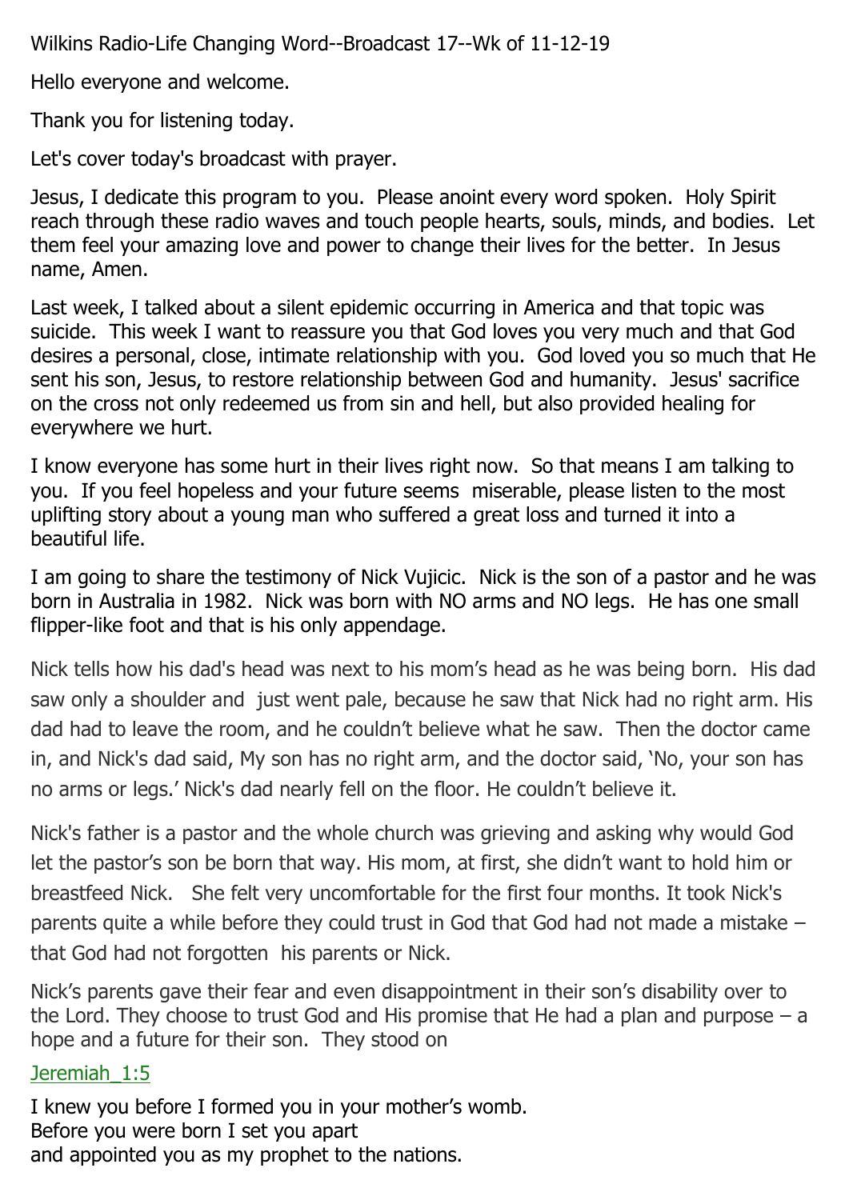Wilkins Radio-Life Changing Word--Broadcast 17--Wk of 11-12-19

Hello everyone and welcome.

Thank you for listening today.

Let's cover today's broadcast with prayer.

Jesus, I dedicate this program to you. Please anoint every word spoken. Holy Spirit reach through these radio waves and touch people hearts, souls, minds, and bodies. Let them feel your amazing love and power to change their lives for the better. In Jesus name, Amen.

Last week, I talked about a silent epidemic occurring in America and that topic was suicide. This week I want to reassure you that God loves you very much and that God desires a personal, close, intimate relationship with you. God loved you so much that He sent his son, Jesus, to restore relationship between God and humanity. Jesus' sacrifice on the cross not only redeemed us from sin and hell, but also provided healing for everywhere we hurt.

I know everyone has some hurt in their lives right now. So that means I am talking to you. If you feel hopeless and your future seems miserable, please listen to the most uplifting story about a young man who suffered a great loss and turned it into a beautiful life.

I am going to share the testimony of Nick Vujicic. Nick is the son of a pastor and he was born in Australia in 1982. Nick was born with NO arms and NO legs. He has one small flipper-like foot and that is his only appendage.

Nick tells how his dad's head was next to his mom's head as he was being born. His dad saw only a shoulder and just went pale, because he saw that Nick had no right arm. His dad had to leave the room, and he couldn't believe what he saw. Then the doctor came in, and Nick's dad said, My son has no right arm, and the doctor said, 'No, your son has no arms or legs.' Nick's dad nearly fell on the floor. He couldn't believe it.

Nick's father is a pastor and the whole church was grieving and asking why would God let the pastor's son be born that way. His mom, at first, she didn't want to hold him or breastfeed Nick. She felt very uncomfortable for the first four months. It took Nick's parents quite a while before they could trust in God that God had not made a mistake – that God had not forgotten his parents or Nick.

Nick's parents gave their fear and even disappointment in their son's disability over to the Lord. They choose to trust God and His promise that He had a plan and purpose – a hope and a future for their son. They stood on

Jeremiah_1:5

I knew you before I formed you in your mother's womb.
Before you were born I set you apart
and appointed you as my prophet to the nations.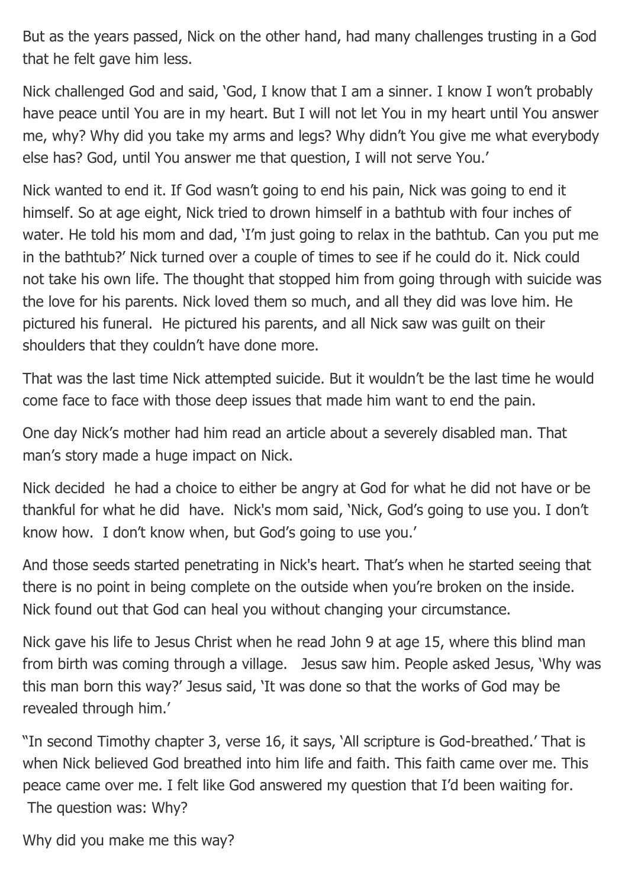But as the years passed, Nick on the other hand, had many challenges trusting in a God that he felt gave him less.

Nick challenged God and said, 'God, I know that I am a sinner. I know I won't probably have peace until You are in my heart. But I will not let You in my heart until You answer me, why? Why did you take my arms and legs? Why didn't You give me what everybody else has? God, until You answer me that question, I will not serve You.'

Nick wanted to end it. If God wasn't going to end his pain, Nick was going to end it himself. So at age eight, Nick tried to drown himself in a bathtub with four inches of water. He told his mom and dad, 'I'm just going to relax in the bathtub. Can you put me in the bathtub?' Nick turned over a couple of times to see if he could do it. Nick could not take his own life. The thought that stopped him from going through with suicide was the love for his parents. Nick loved them so much, and all they did was love him. He pictured his funeral. He pictured his parents, and all Nick saw was guilt on their shoulders that they couldn't have done more.

That was the last time Nick attempted suicide. But it wouldn't be the last time he would come face to face with those deep issues that made him want to end the pain.

One day Nick's mother had him read an article about a severely disabled man. That man's story made a huge impact on Nick.

Nick decided he had a choice to either be angry at God for what he did not have or be thankful for what he did have. Nick's mom said, 'Nick, God's going to use you. I don't know how. I don't know when, but God's going to use you.'

And those seeds started penetrating in Nick's heart. That's when he started seeing that there is no point in being complete on the outside when you're broken on the inside. Nick found out that God can heal you without changing your circumstance.

Nick gave his life to Jesus Christ when he read John 9 at age 15, where this blind man from birth was coming through a village. Jesus saw him. People asked Jesus, 'Why was this man born this way?' Jesus said, 'It was done so that the works of God may be revealed through him.'

"In second Timothy chapter 3, verse 16, it says, 'All scripture is God-breathed.' That is when Nick believed God breathed into him life and faith. This faith came over me. This peace came over me. I felt like God answered my question that I'd been waiting for. The question was: Why?

Why did you make me this way?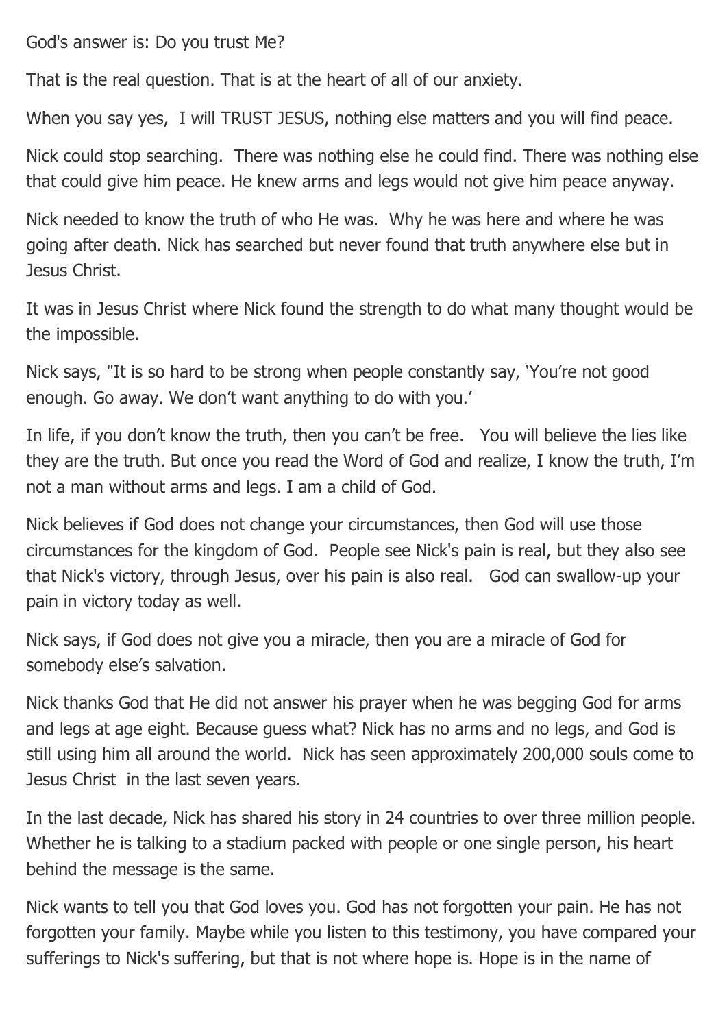God's answer is: Do you trust Me?

That is the real question. That is at the heart of all of our anxiety.

When you say yes,  I will TRUST JESUS, nothing else matters and you will find peace.

Nick could stop searching.  There was nothing else he could find. There was nothing else that could give him peace. He knew arms and legs would not give him peace anyway.

Nick needed to know the truth of who He was.  Why he was here and where he was going after death. Nick has searched but never found that truth anywhere else but in Jesus Christ.

It was in Jesus Christ where Nick found the strength to do what many thought would be the impossible.

Nick says, "It is so hard to be strong when people constantly say, 'You're not good enough. Go away. We don't want anything to do with you.'

In life, if you don't know the truth, then you can't be free.   You will believe the lies like they are the truth. But once you read the Word of God and realize, I know the truth, I'm not a man without arms and legs. I am a child of God.

Nick believes if God does not change your circumstances, then God will use those circumstances for the kingdom of God.  People see Nick's pain is real, but they also see that Nick's victory, through Jesus, over his pain is also real.   God can swallow-up your pain in victory today as well.

Nick says, if God does not give you a miracle, then you are a miracle of God for somebody else's salvation.

Nick thanks God that He did not answer his prayer when he was begging God for arms and legs at age eight. Because guess what? Nick has no arms and no legs, and God is still using him all around the world.  Nick has seen approximately 200,000 souls come to Jesus Christ  in the last seven years.

In the last decade, Nick has shared his story in 24 countries to over three million people. Whether he is talking to a stadium packed with people or one single person, his heart behind the message is the same.

Nick wants to tell you that God loves you. God has not forgotten your pain. He has not forgotten your family. Maybe while you listen to this testimony, you have compared your sufferings to Nick's suffering, but that is not where hope is. Hope is in the name of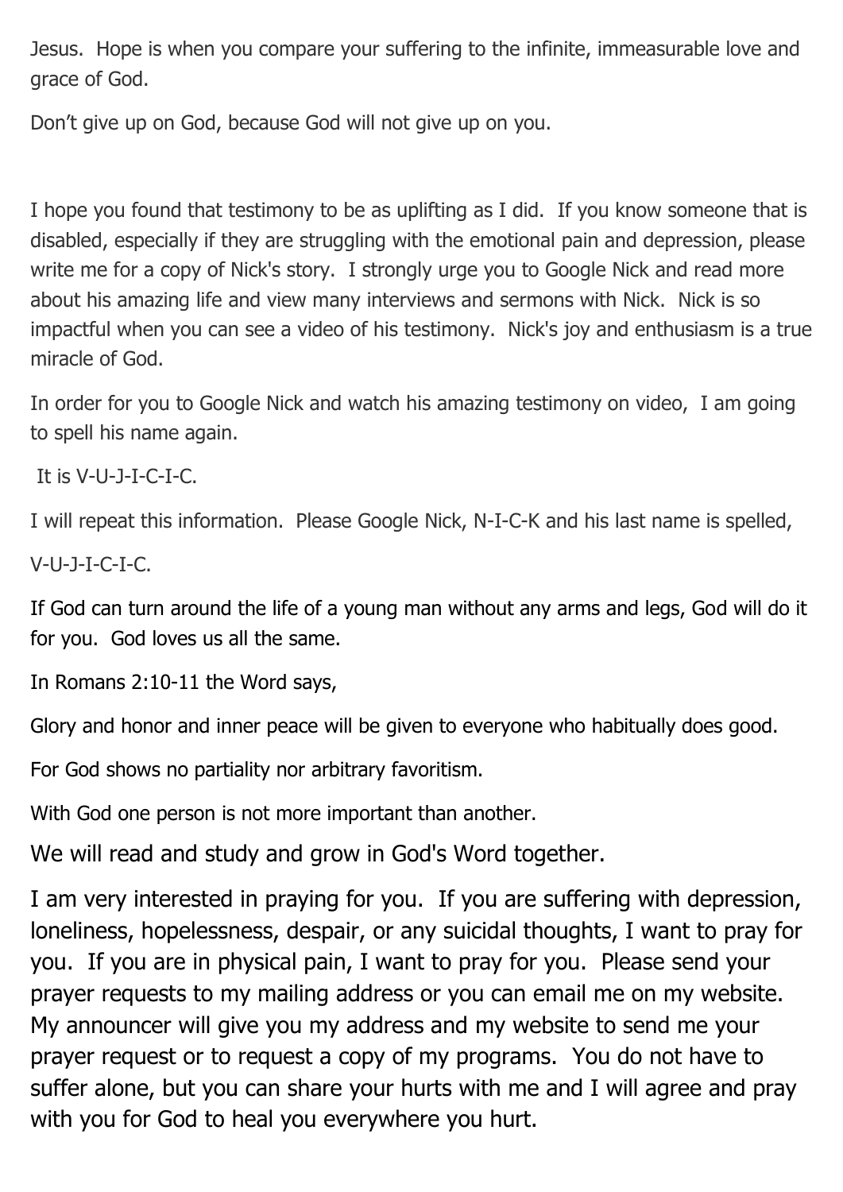Jesus. Hope is when you compare your suffering to the infinite, immeasurable love and grace of God.

Don't give up on God, because God will not give up on you.

I hope you found that testimony to be as uplifting as I did. If you know someone that is disabled, especially if they are struggling with the emotional pain and depression, please write me for a copy of Nick's story. I strongly urge you to Google Nick and read more about his amazing life and view many interviews and sermons with Nick. Nick is so impactful when you can see a video of his testimony. Nick's joy and enthusiasm is a true miracle of God.

In order for you to Google Nick and watch his amazing testimony on video, I am going to spell his name again.

It is V-U-J-I-C-I-C.

I will repeat this information. Please Google Nick, N-I-C-K and his last name is spelled,

V-U-J-I-C-I-C.

If God can turn around the life of a young man without any arms and legs, God will do it for you. God loves us all the same.

In Romans 2:10-11 the Word says,

Glory and honor and inner peace will be given to everyone who habitually does good.

For God shows no partiality nor arbitrary favoritism.

With God one person is not more important than another.

We will read and study and grow in God's Word together.

I am very interested in praying for you. If you are suffering with depression, loneliness, hopelessness, despair, or any suicidal thoughts, I want to pray for you. If you are in physical pain, I want to pray for you. Please send your prayer requests to my mailing address or you can email me on my website. My announcer will give you my address and my website to send me your prayer request or to request a copy of my programs. You do not have to suffer alone, but you can share your hurts with me and I will agree and pray with you for God to heal you everywhere you hurt.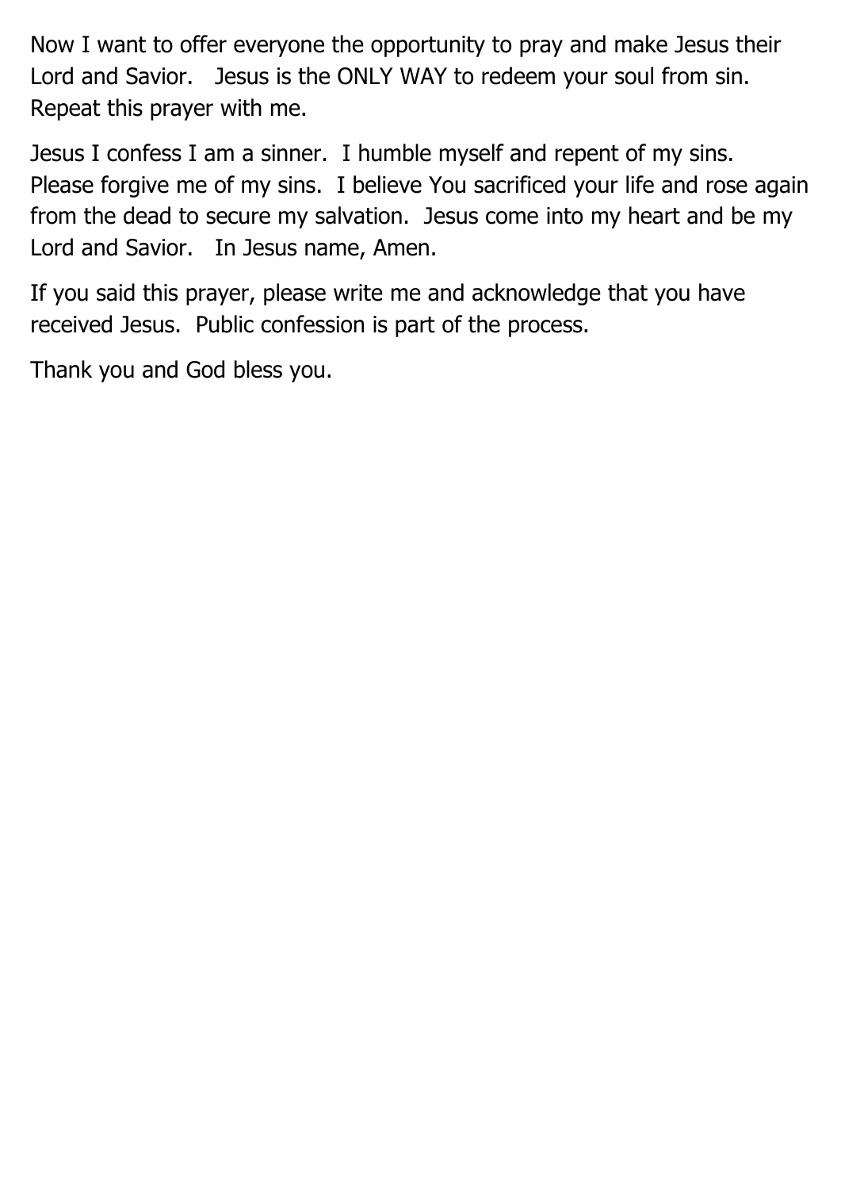Now I want to offer everyone the opportunity to pray and make Jesus their Lord and Savior. Jesus is the ONLY WAY to redeem your soul from sin. Repeat this prayer with me.

Jesus I confess I am a sinner. I humble myself and repent of my sins. Please forgive me of my sins. I believe You sacrificed your life and rose again from the dead to secure my salvation. Jesus come into my heart and be my Lord and Savior. In Jesus name, Amen.

If you said this prayer, please write me and acknowledge that you have received Jesus. Public confession is part of the process.

Thank you and God bless you.